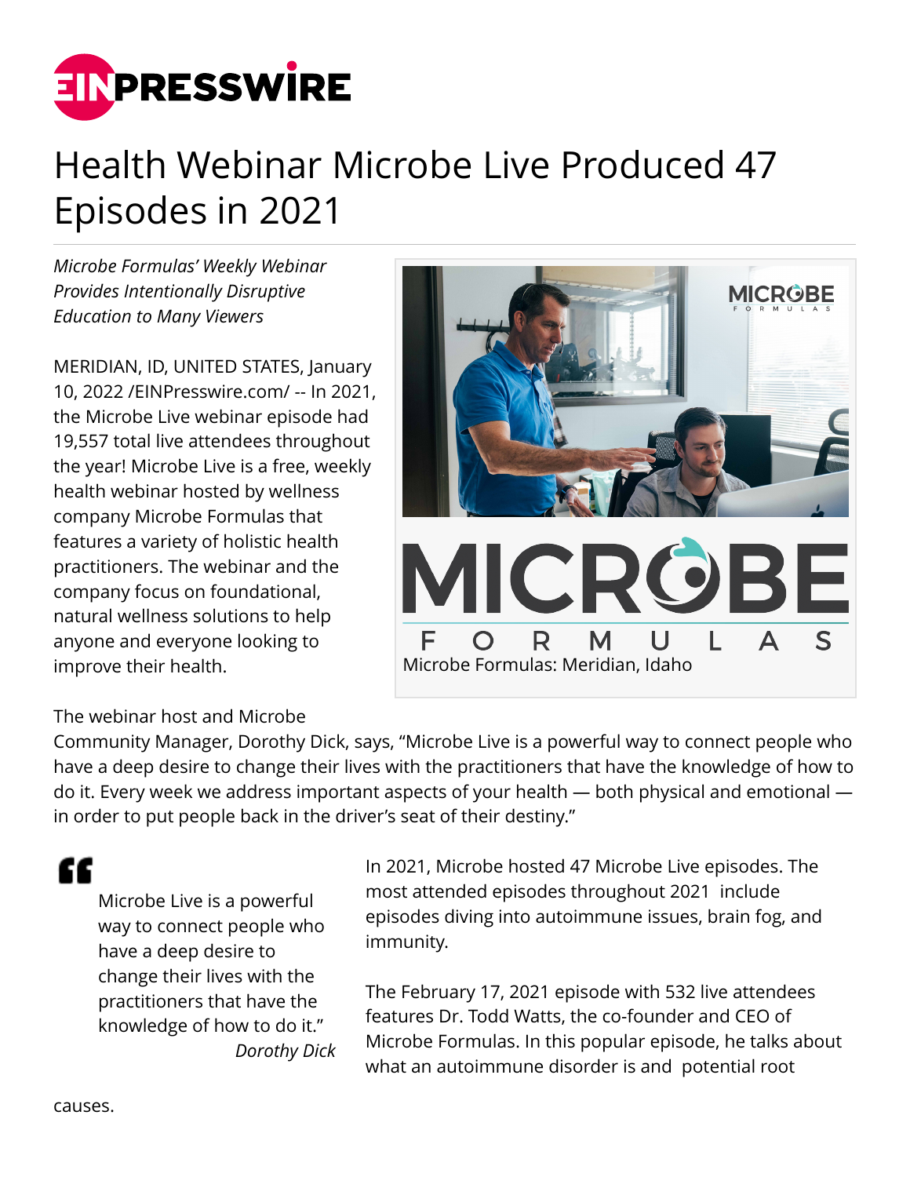# Health Webinar Microbe Live Produced 47 Episodes in 2021

*Microbe Formulas' Weekly Webinar Provides Intentionally Disruptive Education to Many Viewers*

MERIDIAN, ID, UNITED STATES, January 10, 2022 /EINPresswire.com/ -- In 2021, the Microbe Live webinar episode had 19,557 total live attendees throughout the year! Microbe Live is a free, weekly health webinar hosted by wellness company Microbe Formulas that features a variety of holistic health practitioners. The webinar and the company focus on foundational, natural wellness solutions to help anyone and everyone looking to improve their health.

Microbe Formulas: Meridian, Idaho

The webinar host and Microbe Community Manager, Dorothy Dick, says, "Microbe Live is a powerful way to connect people who have a deep desire to change their lives with the practitioners that have the knowledge of how to do it. Every week we address important aspects of your health — both physical and emotional — in order to put people back in the driver's seat of their destiny."

> Microbe Live is a powerful way to connect people who have a deep desire to change their lives with the practitioners that have the knowledge of how to do it."
>
> *Dorothy Dick*

In 2021, Microbe hosted 47 Microbe Live episodes. The most attended episodes throughout 2021 include episodes diving into autoimmune issues, brain fog, and immunity.

The February 17, 2021 episode with 532 live attendees features Dr. Todd Watts, the co-founder and CEO of Microbe Formulas. In this popular episode, he talks about what an autoimmune disorder is and potential root causes.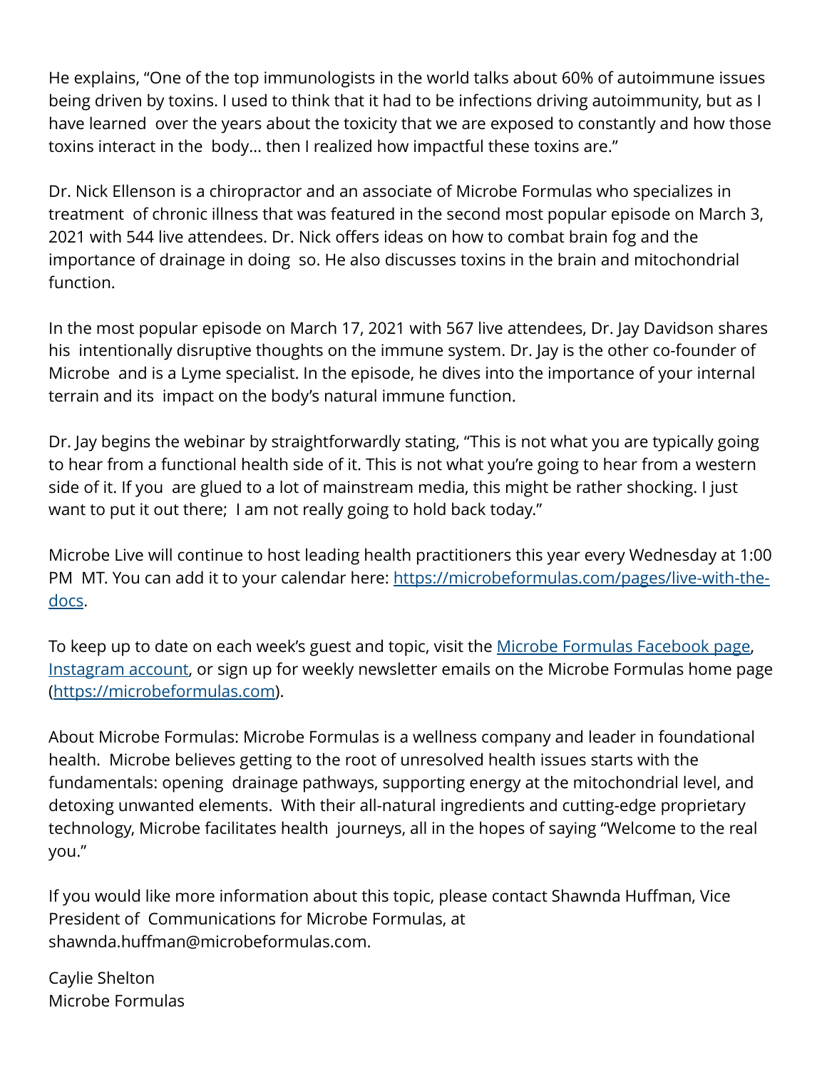He explains, "One of the top immunologists in the world talks about 60% of autoimmune issues being driven by toxins. I used to think that it had to be infections driving autoimmunity, but as I have learned over the years about the toxicity that we are exposed to constantly and how those toxins interact in the body… then I realized how impactful these toxins are."

Dr. Nick Ellenson is a chiropractor and an associate of Microbe Formulas who specializes in treatment of chronic illness that was featured in the second most popular episode on March 3, 2021 with 544 live attendees. Dr. Nick offers ideas on how to combat brain fog and the importance of drainage in doing so. He also discusses toxins in the brain and mitochondrial function.

In the most popular episode on March 17, 2021 with 567 live attendees, Dr. Jay Davidson shares his intentionally disruptive thoughts on the immune system. Dr. Jay is the other co-founder of Microbe and is a Lyme specialist. In the episode, he dives into the importance of your internal terrain and its impact on the body's natural immune function.

Dr. Jay begins the webinar by straightforwardly stating, "This is not what you are typically going to hear from a functional health side of it. This is not what you're going to hear from a western side of it. If you are glued to a lot of mainstream media, this might be rather shocking. I just want to put it out there; I am not really going to hold back today."

Microbe Live will continue to host leading health practitioners this year every Wednesday at 1:00 PM MT. You can add it to your calendar here: [https://microbeformulas.com/pages/live-with-the-docs](https://microbeformulas.com/pages/live-with-the-docs).

To keep up to date on each week's guest and topic, visit the [Microbe Formulas Facebook page](), [Instagram account](), or sign up for weekly newsletter emails on the Microbe Formulas home page ([https://microbeformulas.com](https://microbeformulas.com)).

About Microbe Formulas: Microbe Formulas is a wellness company and leader in foundational health. Microbe believes getting to the root of unresolved health issues starts with the fundamentals: opening drainage pathways, supporting energy at the mitochondrial level, and detoxing unwanted elements. With their all-natural ingredients and cutting-edge proprietary technology, Microbe facilitates health journeys, all in the hopes of saying "Welcome to the real you."

If you would like more information about this topic, please contact Shawnda Huffman, Vice President of Communications for Microbe Formulas, at shawnda.huffman@microbeformulas.com.

Caylie Shelton
Microbe Formulas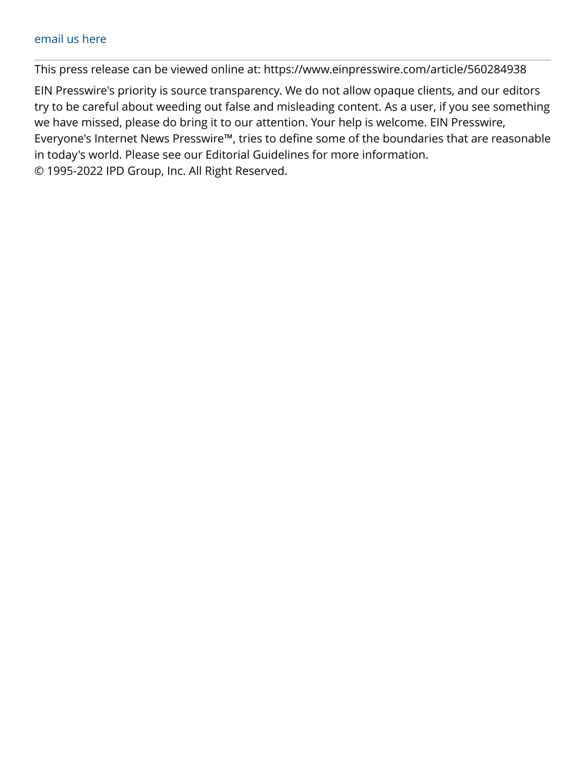email us here

---

This press release can be viewed online at: https://www.einpresswire.com/article/560284938

EIN Presswire's priority is source transparency. We do not allow opaque clients, and our editors try to be careful about weeding out false and misleading content. As a user, if you see something we have missed, please do bring it to our attention. Your help is welcome. EIN Presswire, Everyone's Internet News Presswire™, tries to define some of the boundaries that are reasonable in today's world. Please see our Editorial Guidelines for more information.
© 1995-2022 IPD Group, Inc. All Right Reserved.